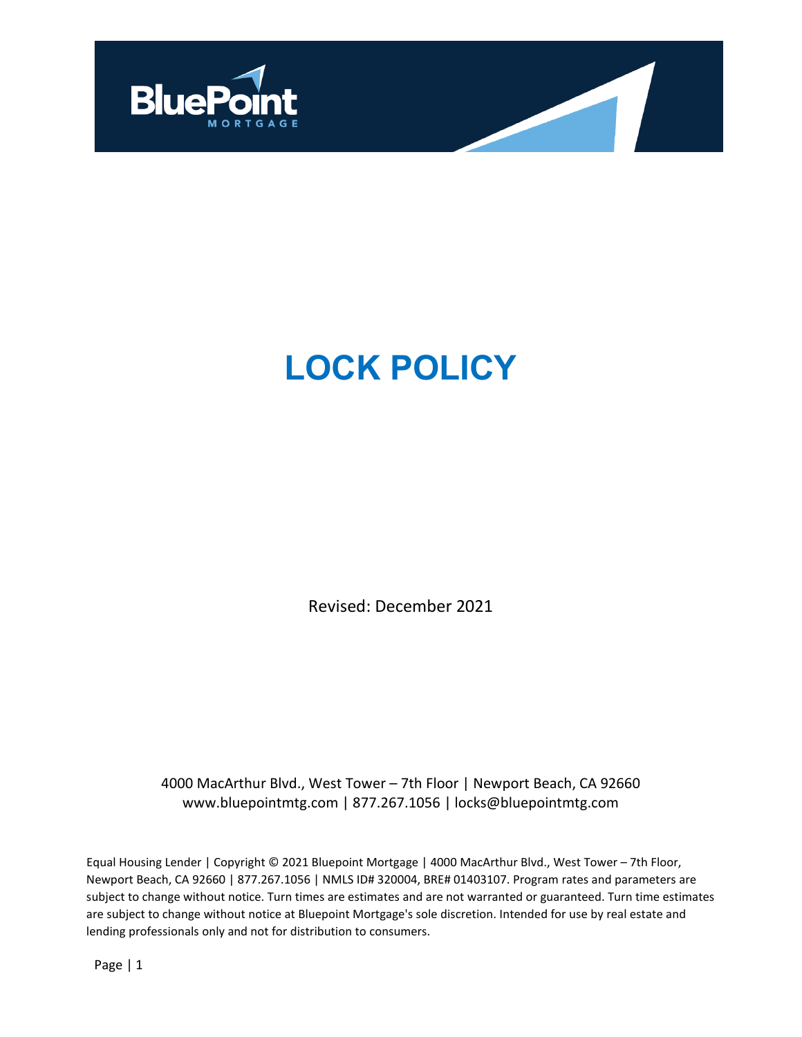# LOCK POLICY

Revised: December 2021

4000 MacArthur Blvd., West Tower – 7th Floor | Newport Beach, CA 92660
www.bluepointmtg.com | 877.267.1056 | locks@bluepointmtg.com

Equal Housing Lender | Copyright © 2021 Bluepoint Mortgage | 4000 MacArthur Blvd., West Tower – 7th Floor, Newport Beach, CA 92660 | 877.267.1056 | NMLS ID# 320004, BRE# 01403107. Program rates and parameters are subject to change without notice. Turn times are estimates and are not warranted or guaranteed. Turn time estimates are subject to change without notice at Bluepoint Mortgage's sole discretion. Intended for use by real estate and lending professionals only and not for distribution to consumers.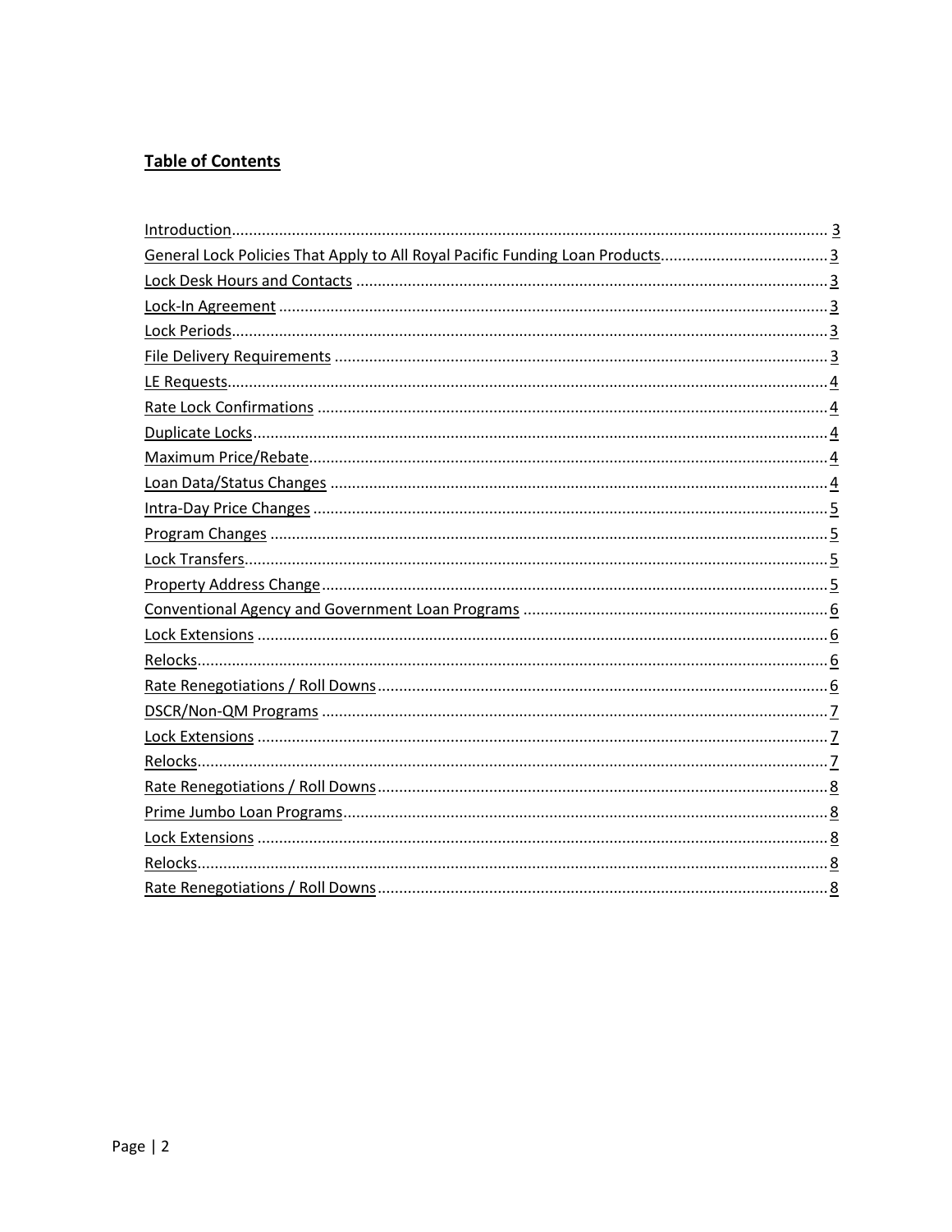**Table of Contents**

Introduction ........................................................ 3
General Lock Policies That Apply to All Royal Pacific Funding Loan Products ........................................................ 3
Lock Desk Hours and Contacts ........................................................ 3
Lock-In Agreement ........................................................ 3
Lock Periods ........................................................ 3
File Delivery Requirements ........................................................ 3
LE Requests ........................................................ 4
Rate Lock Confirmations ........................................................ 4
Duplicate Locks ........................................................ 4
Maximum Price/Rebate ........................................................ 4
Loan Data/Status Changes ........................................................ 4
Intra-Day Price Changes ........................................................ 5
Program Changes ........................................................ 5
Lock Transfers ........................................................ 5
Property Address Change ........................................................ 5
Conventional Agency and Government Loan Programs ........................................................ 6
Lock Extensions ........................................................ 6
Relocks ........................................................ 6
Rate Renegotiations / Roll Downs ........................................................ 6
DSCR/Non-QM Programs ........................................................ 7
Lock Extensions ........................................................ 7
Relocks ........................................................ 7
Rate Renegotiations / Roll Downs ........................................................ 8
Prime Jumbo Loan Programs ........................................................ 8
Lock Extensions ........................................................ 8
Relocks ........................................................ 8
Rate Renegotiations / Roll Downs ........................................................ 8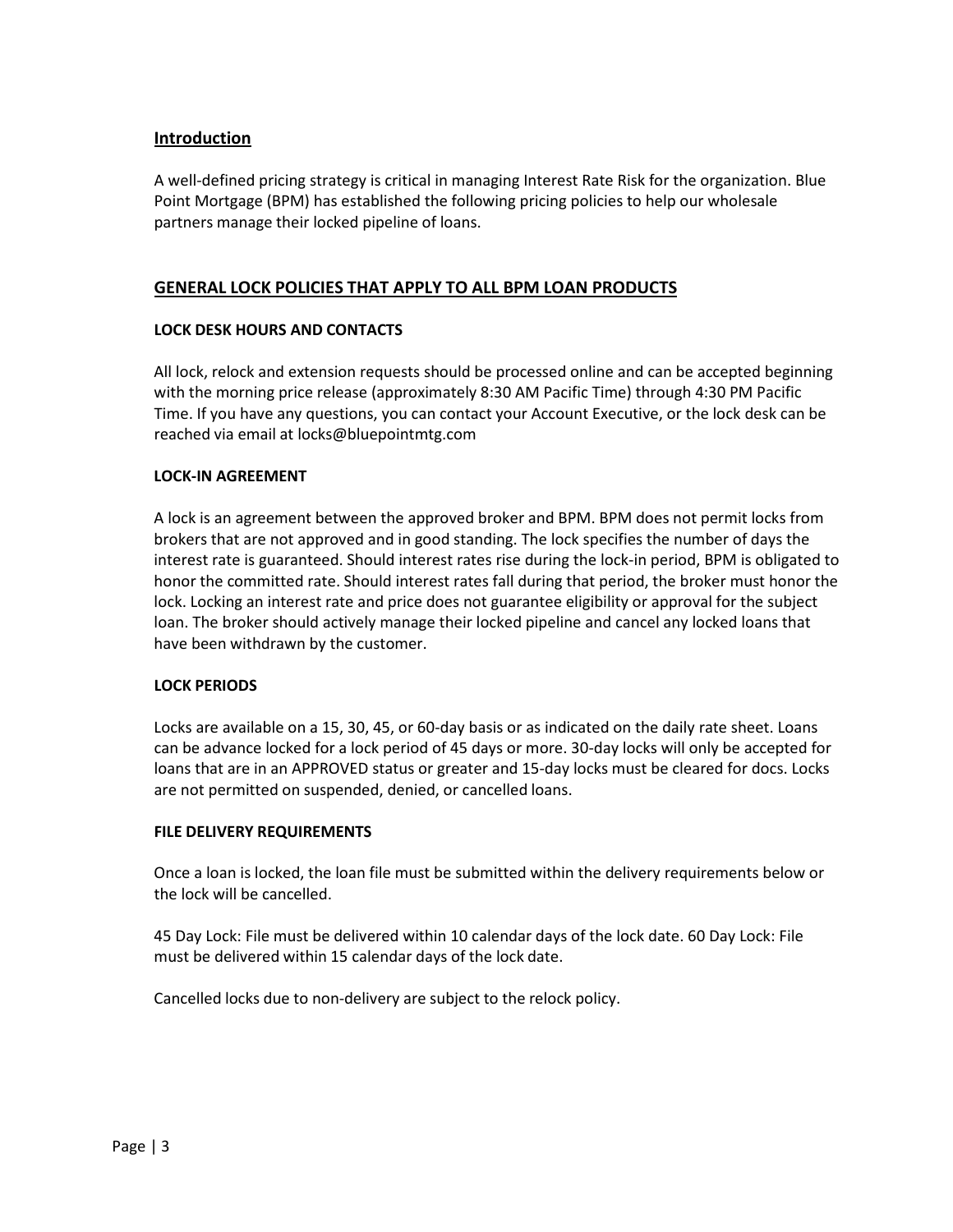## Introduction

A well-defined pricing strategy is critical in managing Interest Rate Risk for the organization. Blue Point Mortgage (BPM) has established the following pricing policies to help our wholesale partners manage their locked pipeline of loans.

## GENERAL LOCK POLICIES THAT APPLY TO ALL BPM LOAN PRODUCTS

### LOCK DESK HOURS AND CONTACTS

All lock, relock and extension requests should be processed online and can be accepted beginning with the morning price release (approximately 8:30 AM Pacific Time) through 4:30 PM Pacific Time. If you have any questions, you can contact your Account Executive, or the lock desk can be reached via email at locks@bluepointmtg.com

### LOCK-IN AGREEMENT

A lock is an agreement between the approved broker and BPM. BPM does not permit locks from brokers that are not approved and in good standing. The lock specifies the number of days the interest rate is guaranteed. Should interest rates rise during the lock-in period, BPM is obligated to honor the committed rate. Should interest rates fall during that period, the broker must honor the lock. Locking an interest rate and price does not guarantee eligibility or approval for the subject loan. The broker should actively manage their locked pipeline and cancel any locked loans that have been withdrawn by the customer.

### LOCK PERIODS

Locks are available on a 15, 30, 45, or 60-day basis or as indicated on the daily rate sheet. Loans can be advance locked for a lock period of 45 days or more. 30-day locks will only be accepted for loans that are in an APPROVED status or greater and 15-day locks must be cleared for docs. Locks are not permitted on suspended, denied, or cancelled loans.

### FILE DELIVERY REQUIREMENTS

Once a loan is locked, the loan file must be submitted within the delivery requirements below or the lock will be cancelled.

45 Day Lock: File must be delivered within 10 calendar days of the lock date. 60 Day Lock: File must be delivered within 15 calendar days of the lock date.

Cancelled locks due to non-delivery are subject to the relock policy.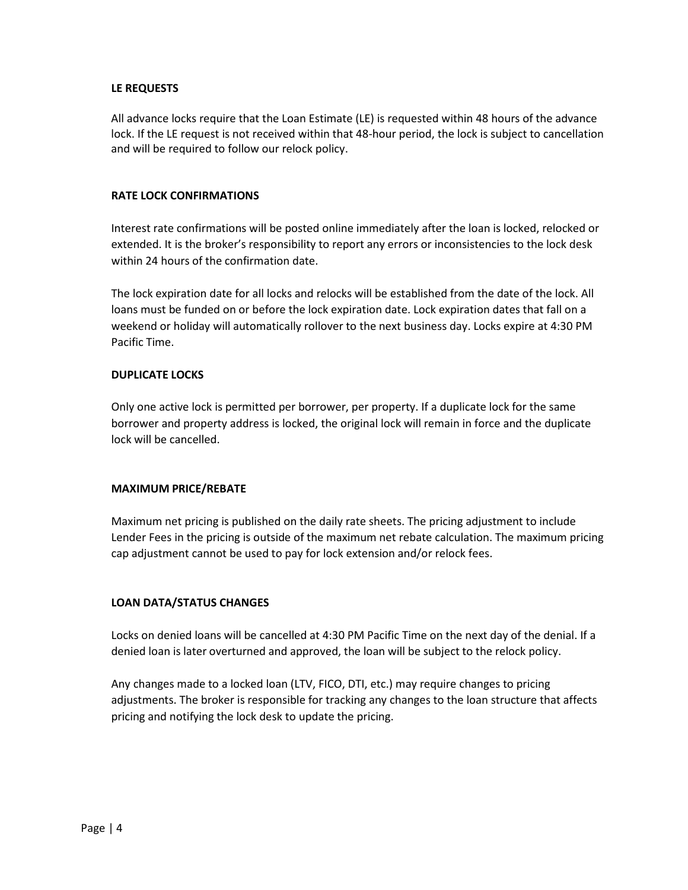**LE REQUESTS**

All advance locks require that the Loan Estimate (LE) is requested within 48 hours of the advance lock. If the LE request is not received within that 48-hour period, the lock is subject to cancellation and will be required to follow our relock policy.

**RATE LOCK CONFIRMATIONS**

Interest rate confirmations will be posted online immediately after the loan is locked, relocked or extended. It is the broker's responsibility to report any errors or inconsistencies to the lock desk within 24 hours of the confirmation date.

The lock expiration date for all locks and relocks will be established from the date of the lock. All loans must be funded on or before the lock expiration date. Lock expiration dates that fall on a weekend or holiday will automatically rollover to the next business day. Locks expire at 4:30 PM Pacific Time.

**DUPLICATE LOCKS**

Only one active lock is permitted per borrower, per property. If a duplicate lock for the same borrower and property address is locked, the original lock will remain in force and the duplicate lock will be cancelled.

**MAXIMUM PRICE/REBATE**

Maximum net pricing is published on the daily rate sheets. The pricing adjustment to include Lender Fees in the pricing is outside of the maximum net rebate calculation. The maximum pricing cap adjustment cannot be used to pay for lock extension and/or relock fees.

**LOAN DATA/STATUS CHANGES**

Locks on denied loans will be cancelled at 4:30 PM Pacific Time on the next day of the denial. If a denied loan is later overturned and approved, the loan will be subject to the relock policy.

Any changes made to a locked loan (LTV, FICO, DTI, etc.) may require changes to pricing adjustments. The broker is responsible for tracking any changes to the loan structure that affects pricing and notifying the lock desk to update the pricing.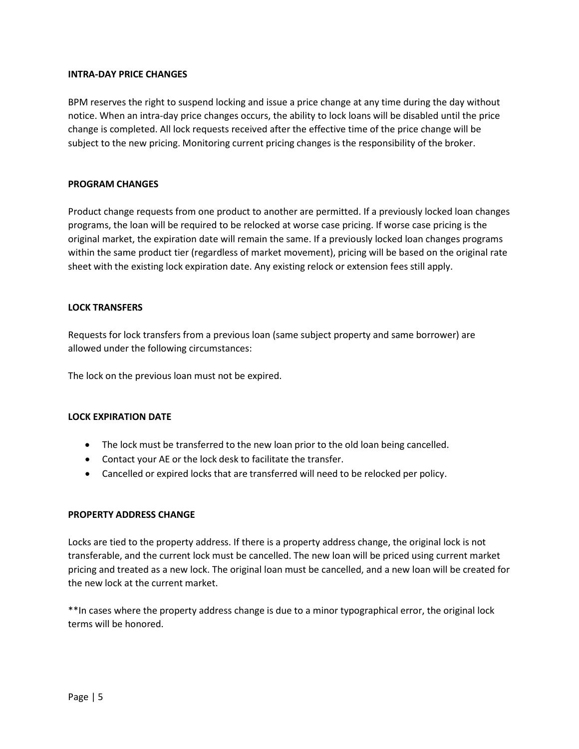**INTRA-DAY PRICE CHANGES**

BPM reserves the right to suspend locking and issue a price change at any time during the day without notice. When an intra-day price changes occurs, the ability to lock loans will be disabled until the price change is completed. All lock requests received after the effective time of the price change will be subject to the new pricing. Monitoring current pricing changes is the responsibility of the broker.

**PROGRAM CHANGES**

Product change requests from one product to another are permitted. If a previously locked loan changes programs, the loan will be required to be relocked at worse case pricing. If worse case pricing is the original market, the expiration date will remain the same. If a previously locked loan changes programs within the same product tier (regardless of market movement), pricing will be based on the original rate sheet with the existing lock expiration date. Any existing relock or extension fees still apply.

**LOCK TRANSFERS**

Requests for lock transfers from a previous loan (same subject property and same borrower) are allowed under the following circumstances:

The lock on the previous loan must not be expired.

**LOCK EXPIRATION DATE**

- The lock must be transferred to the new loan prior to the old loan being cancelled.
- Contact your AE or the lock desk to facilitate the transfer.
- Cancelled or expired locks that are transferred will need to be relocked per policy.

**PROPERTY ADDRESS CHANGE**

Locks are tied to the property address. If there is a property address change, the original lock is not transferable, and the current lock must be cancelled. The new loan will be priced using current market pricing and treated as a new lock. The original loan must be cancelled, and a new loan will be created for the new lock at the current market.

**In cases where the property address change is due to a minor typographical error, the original lock terms will be honored.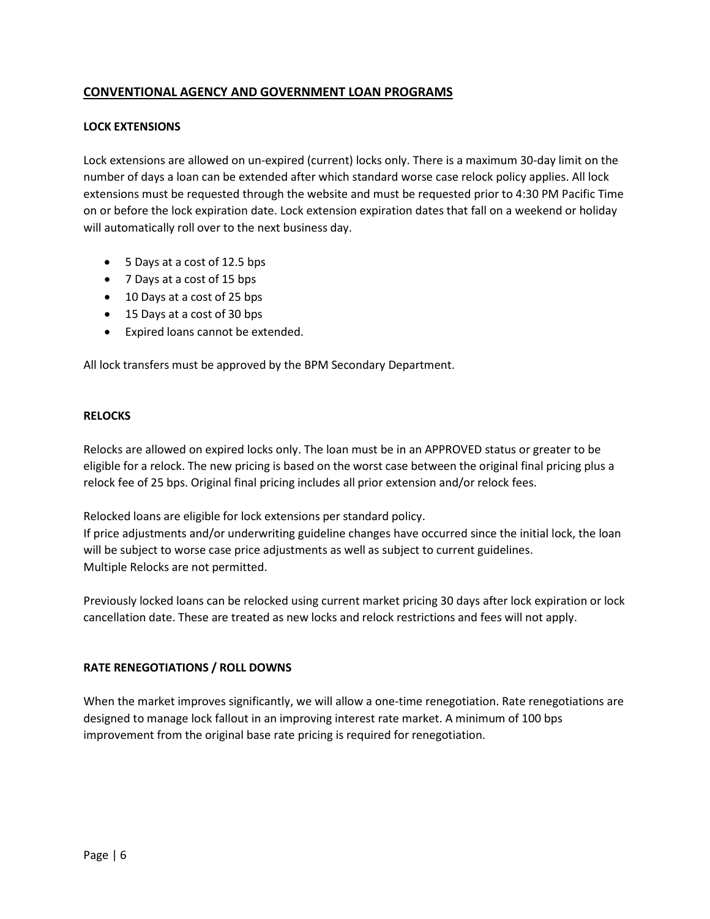## CONVENTIONAL AGENCY AND GOVERNMENT LOAN PROGRAMS

### LOCK EXTENSIONS

Lock extensions are allowed on un-expired (current) locks only. There is a maximum 30-day limit on the number of days a loan can be extended after which standard worse case relock policy applies. All lock extensions must be requested through the website and must be requested prior to 4:30 PM Pacific Time on or before the lock expiration date. Lock extension expiration dates that fall on a weekend or holiday will automatically roll over to the next business day.

- 5 Days at a cost of 12.5 bps
- 7 Days at a cost of 15 bps
- 10 Days at a cost of 25 bps
- 15 Days at a cost of 30 bps
- Expired loans cannot be extended.

All lock transfers must be approved by the BPM Secondary Department.

### RELOCKS

Relocks are allowed on expired locks only. The loan must be in an APPROVED status or greater to be eligible for a relock. The new pricing is based on the worst case between the original final pricing plus a relock fee of 25 bps. Original final pricing includes all prior extension and/or relock fees.

Relocked loans are eligible for lock extensions per standard policy.
If price adjustments and/or underwriting guideline changes have occurred since the initial lock, the loan will be subject to worse case price adjustments as well as subject to current guidelines.
Multiple Relocks are not permitted.

Previously locked loans can be relocked using current market pricing 30 days after lock expiration or lock cancellation date. These are treated as new locks and relock restrictions and fees will not apply.

### RATE RENEGOTIATIONS / ROLL DOWNS

When the market improves significantly, we will allow a one-time renegotiation. Rate renegotiations are designed to manage lock fallout in an improving interest rate market. A minimum of 100 bps improvement from the original base rate pricing is required for renegotiation.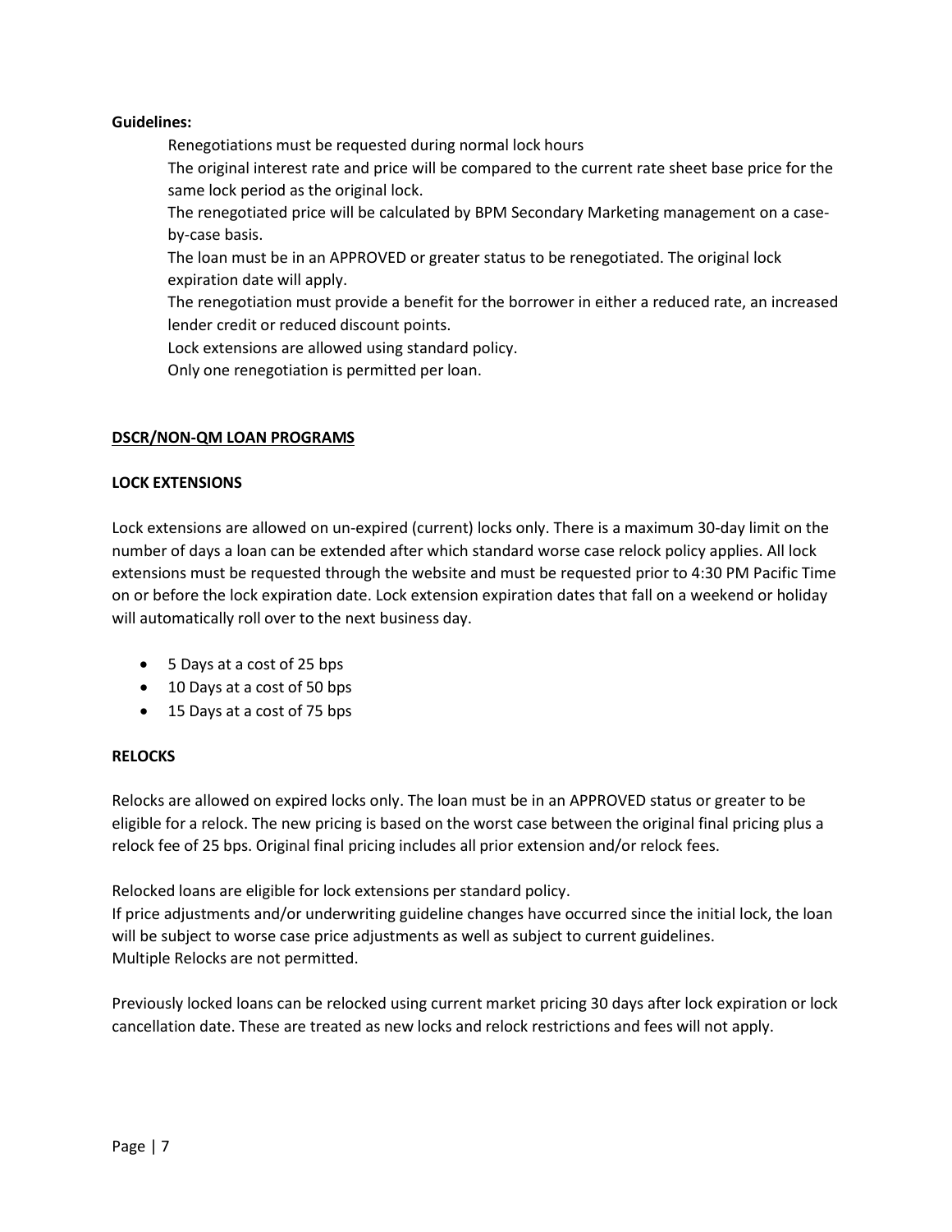**Guidelines:**

- Renegotiations must be requested during normal lock hours
- The original interest rate and price will be compared to the current rate sheet base price for the same lock period as the original lock.
- The renegotiated price will be calculated by BPM Secondary Marketing management on a case-by-case basis.
- The loan must be in an APPROVED or greater status to be renegotiated. The original lock expiration date will apply.
- The renegotiation must provide a benefit for the borrower in either a reduced rate, an increased lender credit or reduced discount points.
- Lock extensions are allowed using standard policy.
- Only one renegotiation is permitted per loan.

## DSCR/NON-QM LOAN PROGRAMS

### LOCK EXTENSIONS

Lock extensions are allowed on un-expired (current) locks only. There is a maximum 30-day limit on the number of days a loan can be extended after which standard worse case relock policy applies. All lock extensions must be requested through the website and must be requested prior to 4:30 PM Pacific Time on or before the lock expiration date. Lock extension expiration dates that fall on a weekend or holiday will automatically roll over to the next business day.

- 5 Days at a cost of 25 bps
- 10 Days at a cost of 50 bps
- 15 Days at a cost of 75 bps

### RELOCKS

Relocks are allowed on expired locks only. The loan must be in an APPROVED status or greater to be eligible for a relock. The new pricing is based on the worst case between the original final pricing plus a relock fee of 25 bps. Original final pricing includes all prior extension and/or relock fees.

Relocked loans are eligible for lock extensions per standard policy.
If price adjustments and/or underwriting guideline changes have occurred since the initial lock, the loan will be subject to worse case price adjustments as well as subject to current guidelines.
Multiple Relocks are not permitted.

Previously locked loans can be relocked using current market pricing 30 days after lock expiration or lock cancellation date. These are treated as new locks and relock restrictions and fees will not apply.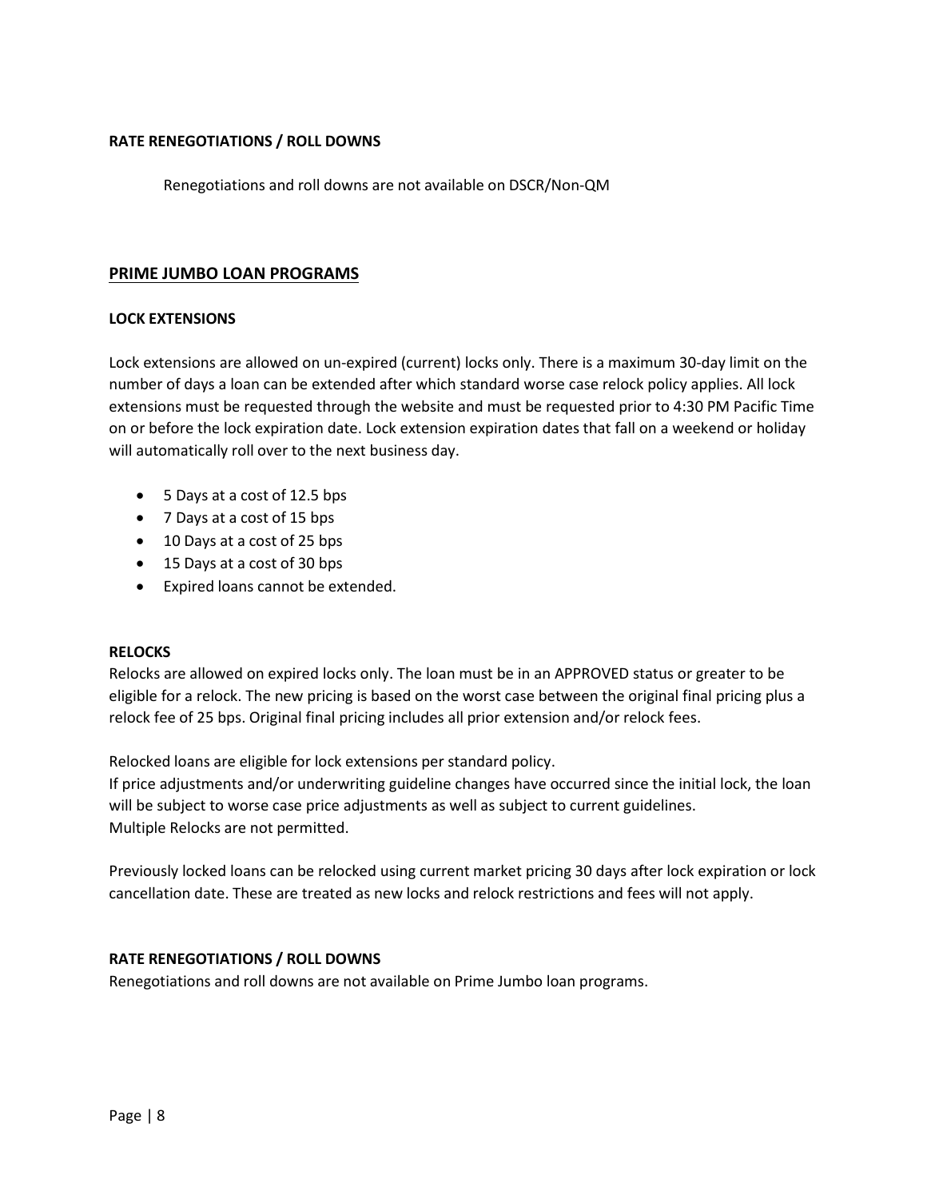**RATE RENEGOTIATIONS / ROLL DOWNS**

Renegotiations and roll downs are not available on DSCR/Non-QM

## PRIME JUMBO LOAN PROGRAMS

**LOCK EXTENSIONS**

Lock extensions are allowed on un-expired (current) locks only. There is a maximum 30-day limit on the number of days a loan can be extended after which standard worse case relock policy applies. All lock extensions must be requested through the website and must be requested prior to 4:30 PM Pacific Time on or before the lock expiration date. Lock extension expiration dates that fall on a weekend or holiday will automatically roll over to the next business day.

- 5 Days at a cost of 12.5 bps
- 7 Days at a cost of 15 bps
- 10 Days at a cost of 25 bps
- 15 Days at a cost of 30 bps
- Expired loans cannot be extended.

**RELOCKS**

Relocks are allowed on expired locks only. The loan must be in an APPROVED status or greater to be eligible for a relock. The new pricing is based on the worst case between the original final pricing plus a relock fee of 25 bps. Original final pricing includes all prior extension and/or relock fees.

Relocked loans are eligible for lock extensions per standard policy.
If price adjustments and/or underwriting guideline changes have occurred since the initial lock, the loan will be subject to worse case price adjustments as well as subject to current guidelines.
Multiple Relocks are not permitted.

Previously locked loans can be relocked using current market pricing 30 days after lock expiration or lock cancellation date. These are treated as new locks and relock restrictions and fees will not apply.

**RATE RENEGOTIATIONS / ROLL DOWNS**

Renegotiations and roll downs are not available on Prime Jumbo loan programs.